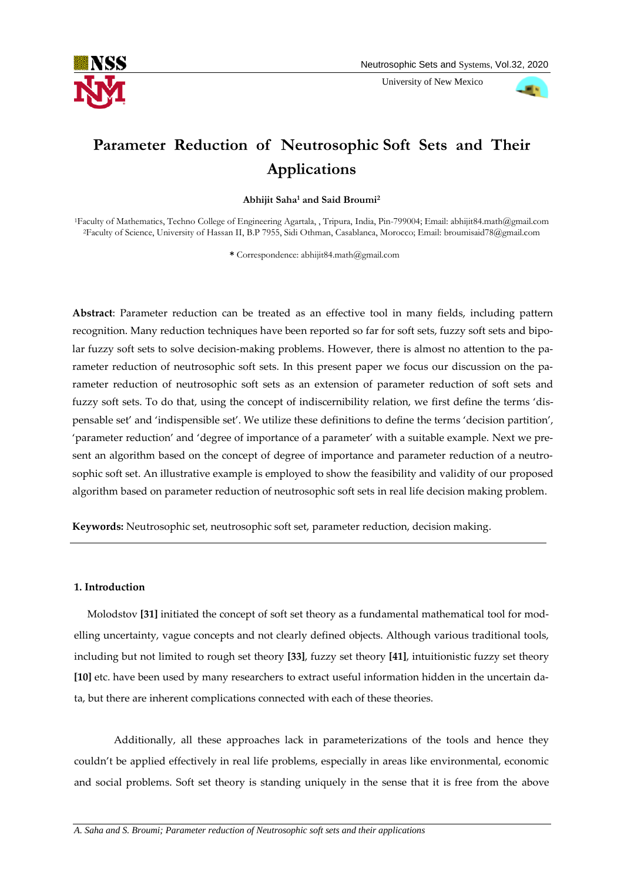# Parameter Reduction of Neutrosophic Soft Sets and Their Applications

**Abhijit Saha[1] and Said Broumi[2]**

[1]Faculty of Mathematics, Techno College of Engineering Agartala, , Tripura, India, Pin-799004; Email: abhijit84.math@gmail.com
[2]Faculty of Science, University of Hassan II, B.P 7955, Sidi Othman, Casablanca, Morocco; Email: broumisaid78@gmail.com

**\*** Correspondence: abhijit84.math@gmail.com

**Abstract**: Parameter reduction can be treated as an effective tool in many fields, including pattern recognition. Many reduction techniques have been reported so far for soft sets, fuzzy soft sets and bipolar fuzzy soft sets to solve decision-making problems. However, there is almost no attention to the parameter reduction of neutrosophic soft sets. In this present paper we focus our discussion on the parameter reduction of neutrosophic soft sets as an extension of parameter reduction of soft sets and fuzzy soft sets. To do that, using the concept of indiscernibility relation, we first define the terms 'dispensable set' and 'indispensible set'. We utilize these definitions to define the terms 'decision partition', 'parameter reduction' and 'degree of importance of a parameter' with a suitable example. Next we present an algorithm based on the concept of degree of importance and parameter reduction of a neutrosophic soft set. An illustrative example is employed to show the feasibility and validity of our proposed algorithm based on parameter reduction of neutrosophic soft sets in real life decision making problem.

**Keywords:** Neutrosophic set, neutrosophic soft set, parameter reduction, decision making.

## 1. Introduction

Molodstov **[31]** initiated the concept of soft set theory as a fundamental mathematical tool for modelling uncertainty, vague concepts and not clearly defined objects. Although various traditional tools, including but not limited to rough set theory **[33]**, fuzzy set theory **[41]**, intuitionistic fuzzy set theory **[10]** etc. have been used by many researchers to extract useful information hidden in the uncertain data, but there are inherent complications connected with each of these theories.

Additionally, all these approaches lack in parameterizations of the tools and hence they couldn't be applied effectively in real life problems, especially in areas like environmental, economic and social problems. Soft set theory is standing uniquely in the sense that it is free from the above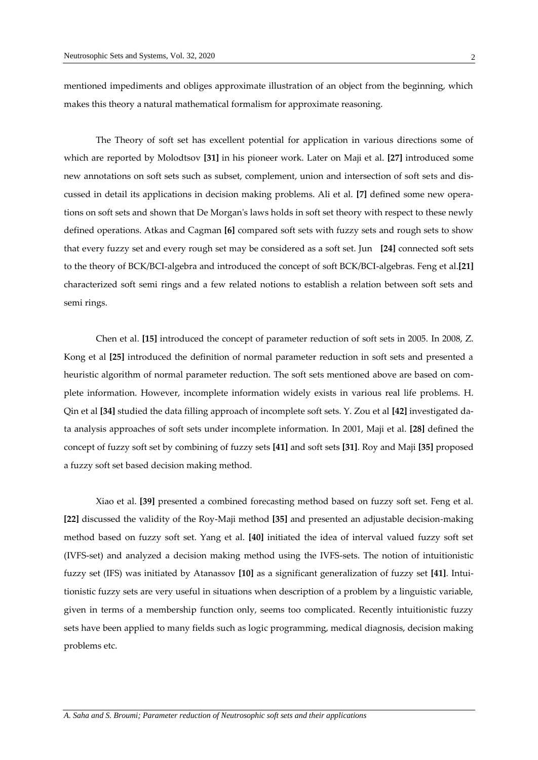mentioned impediments and obliges approximate illustration of an object from the beginning, which makes this theory a natural mathematical formalism for approximate reasoning.

The Theory of soft set has excellent potential for application in various directions some of which are reported by Molodtsov **[31]** in his pioneer work. Later on Maji et al. **[27]** introduced some new annotations on soft sets such as subset, complement, union and intersection of soft sets and discussed in detail its applications in decision making problems. Ali et al. **[7]** defined some new operations on soft sets and shown that De Morgan's laws holds in soft set theory with respect to these newly defined operations. Atkas and Cagman **[6]** compared soft sets with fuzzy sets and rough sets to show that every fuzzy set and every rough set may be considered as a soft set. Jun **[24]** connected soft sets to the theory of BCK/BCI-algebra and introduced the concept of soft BCK/BCI-algebras. Feng et al.**[21]** characterized soft semi rings and a few related notions to establish a relation between soft sets and semi rings.

Chen et al. **[15]** introduced the concept of parameter reduction of soft sets in 2005. In 2008, Z. Kong et al **[25]** introduced the definition of normal parameter reduction in soft sets and presented a heuristic algorithm of normal parameter reduction. The soft sets mentioned above are based on complete information. However, incomplete information widely exists in various real life problems. H. Qin et al **[34]** studied the data filling approach of incomplete soft sets. Y. Zou et al **[42]** investigated data analysis approaches of soft sets under incomplete information. In 2001, Maji et al. **[28]** defined the concept of fuzzy soft set by combining of fuzzy sets **[41]** and soft sets **[31]**. Roy and Maji **[35]** proposed a fuzzy soft set based decision making method.

Xiao et al. **[39]** presented a combined forecasting method based on fuzzy soft set. Feng et al. **[22]** discussed the validity of the Roy-Maji method **[35]** and presented an adjustable decision-making method based on fuzzy soft set. Yang et al. **[40]** initiated the idea of interval valued fuzzy soft set (IVFS-set) and analyzed a decision making method using the IVFS-sets. The notion of intuitionistic fuzzy set (IFS) was initiated by Atanassov **[10]** as a significant generalization of fuzzy set **[41]**. Intuitionistic fuzzy sets are very useful in situations when description of a problem by a linguistic variable, given in terms of a membership function only, seems too complicated. Recently intuitionistic fuzzy sets have been applied to many fields such as logic programming, medical diagnosis, decision making problems etc.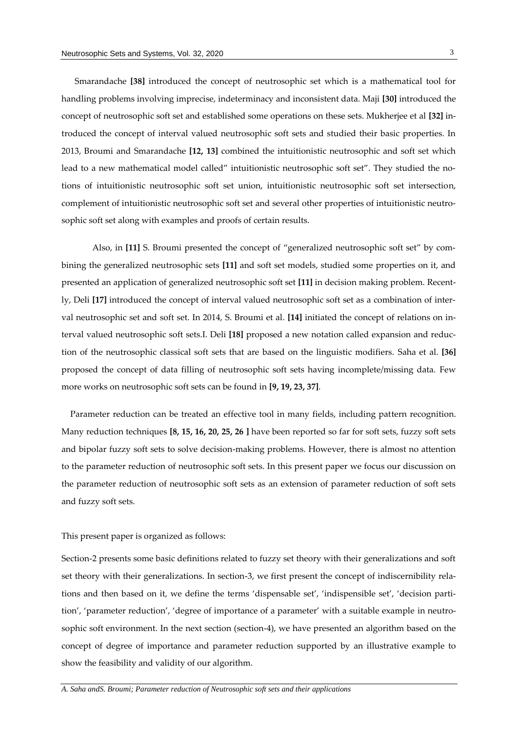Smarandache **[38]** introduced the concept of neutrosophic set which is a mathematical tool for handling problems involving imprecise, indeterminacy and inconsistent data. Maji **[30]** introduced the concept of neutrosophic soft set and established some operations on these sets. Mukherjee et al **[32]** introduced the concept of interval valued neutrosophic soft sets and studied their basic properties. In 2013, Broumi and Smarandache **[12, 13]** combined the intuitionistic neutrosophic and soft set which lead to a new mathematical model called" intuitionistic neutrosophic soft set". They studied the notions of intuitionistic neutrosophic soft set union, intuitionistic neutrosophic soft set intersection, complement of intuitionistic neutrosophic soft set and several other properties of intuitionistic neutrosophic soft set along with examples and proofs of certain results.

Also, in **[11]** S. Broumi presented the concept of "generalized neutrosophic soft set" by combining the generalized neutrosophic sets **[11]** and soft set models, studied some properties on it, and presented an application of generalized neutrosophic soft set **[11]** in decision making problem. Recently, Deli **[17]** introduced the concept of interval valued neutrosophic soft set as a combination of interval neutrosophic set and soft set. In 2014, S. Broumi et al. **[14]** initiated the concept of relations on interval valued neutrosophic soft sets.I. Deli **[18]** proposed a new notation called expansion and reduction of the neutrosophic classical soft sets that are based on the linguistic modifiers. Saha et al. **[36]** proposed the concept of data filling of neutrosophic soft sets having incomplete/missing data. Few more works on neutrosophic soft sets can be found in **[9, 19, 23, 37]**.

Parameter reduction can be treated an effective tool in many fields, including pattern recognition. Many reduction techniques **[8, 15, 16, 20, 25, 26 ]** have been reported so far for soft sets, fuzzy soft sets and bipolar fuzzy soft sets to solve decision-making problems. However, there is almost no attention to the parameter reduction of neutrosophic soft sets. In this present paper we focus our discussion on the parameter reduction of neutrosophic soft sets as an extension of parameter reduction of soft sets and fuzzy soft sets.

This present paper is organized as follows:

Section-2 presents some basic definitions related to fuzzy set theory with their generalizations and soft set theory with their generalizations. In section-3, we first present the concept of indiscernibility relations and then based on it, we define the terms 'dispensable set', 'indispensible set', 'decision partition', 'parameter reduction', 'degree of importance of a parameter' with a suitable example in neutrosophic soft environment. In the next section (section-4), we have presented an algorithm based on the concept of degree of importance and parameter reduction supported by an illustrative example to show the feasibility and validity of our algorithm.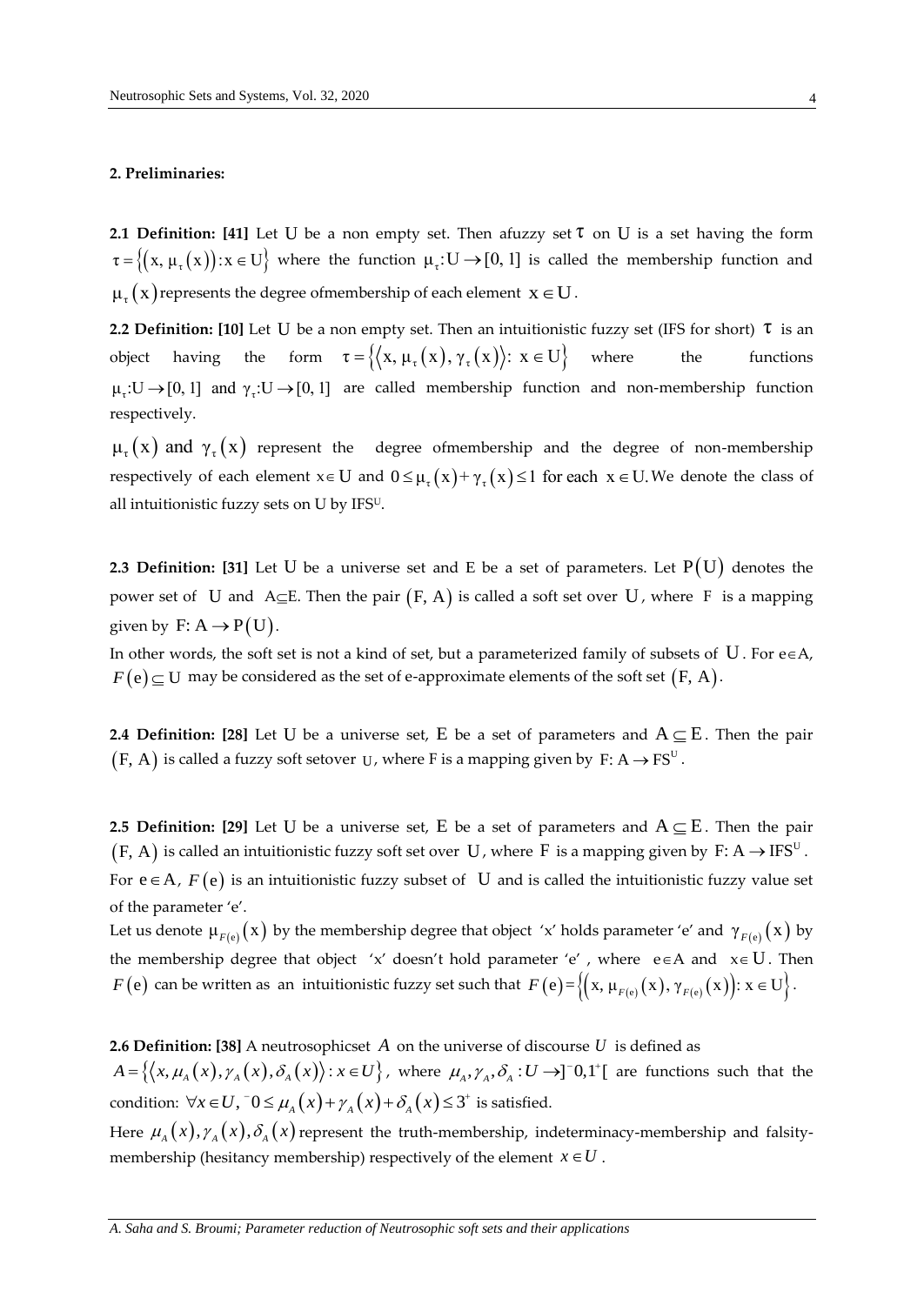**2. Preliminaries:**

**2.1 Definition: [41]** Let $U$ be a non empty set. Then afuzzy set $\tau$ on $U$ is a set having the form $\tau = \{(x, \mu_\tau(x)) : x \in U\}$ where the function $\mu_\tau : U \to [0, 1]$ is called the membership function and $\mu_\tau(x)$ represents the degree ofmembership of each element $x \in U$.

**2.2 Definition: [10]** Let $U$ be a non empty set. Then an intuitionistic fuzzy set (IFS for short) $\tau$ is an object having the form $\tau = \{\langle x, \mu_\tau(x), \gamma_\tau(x)\rangle : x \in U\}$ where the functions $\mu_\tau : U \to [0, 1]$ and $\gamma_\tau : U \to [0, 1]$ are called membership function and non-membership function respectively.

$\mu_\tau(x)$ and $\gamma_\tau(x)$ represent the degree ofmembership and the degree of non-membership respectively of each element $x \in U$ and $0 \le \mu_\tau(x) + \gamma_\tau(x) \le 1$ for each $x \in U$. We denote the class of all intuitionistic fuzzy sets on U by $IFS^U$.

**2.3 Definition: [31]** Let $U$ be a universe set and E be a set of parameters. Let $P(U)$ denotes the power set of $U$ and $A \subseteq E$. Then the pair $(F, A)$ is called a soft set over $U$, where $F$ is a mapping given by $F: A \to P(U)$.

In other words, the soft set is not a kind of set, but a parameterized family of subsets of $U$. For $e \in A$, $F(e) \subseteq U$ may be considered as the set of e-approximate elements of the soft set $(F, A)$.

**2.4 Definition: [28]** Let $U$ be a universe set, $E$ be a set of parameters and $A \subseteq E$. Then the pair $(F, A)$ is called a fuzzy soft setover $U$, where F is a mapping given by $F: A \to FS^U$.

**2.5 Definition: [29]** Let $U$ be a universe set, $E$ be a set of parameters and $A \subseteq E$. Then the pair $(F, A)$ is called an intuitionistic fuzzy soft set over $U$, where $F$ is a mapping given by $F: A \to IFS^U$. For $e \in A$, $F(e)$ is an intuitionistic fuzzy subset of $U$ and is called the intuitionistic fuzzy value set of the parameter 'e'.

Let us denote $\mu_{F(e)}(x)$ by the membership degree that object 'x' holds parameter 'e' and $\gamma_{F(e)}(x)$ by the membership degree that object 'x' doesn't hold parameter 'e', where $e \in A$ and $x \in U$. Then $F(e)$ can be written as an intuitionistic fuzzy set such that $F(e) = \{(x, \mu_{F(e)}(x), \gamma_{F(e)}(x)) : x \in U\}$.

**2.6 Definition: [38]** A neutrosophicset $A$ on the universe of discourse $U$ is defined as $A = \{\langle x, \mu_A(x), \gamma_A(x), \delta_A(x)\rangle : x \in U\}$, where $\mu_A, \gamma_A, \delta_A : U \to ]^-0, 1^+[$ are functions such that the condition: $\forall x \in U, \ ^-0 \le \mu_A(x) + \gamma_A(x) + \delta_A(x) \le 3^+$ is satisfied.

Here $\mu_A(x), \gamma_A(x), \delta_A(x)$ represent the truth-membership, indeterminacy-membership and falsity-membership (hesitancy membership) respectively of the element $x \in U$.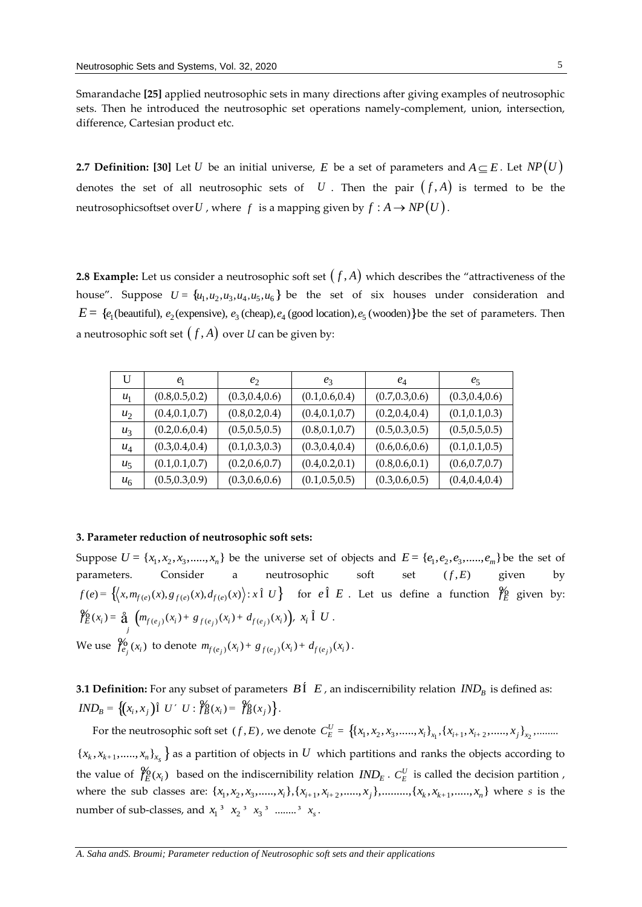Smarandache **[25]** applied neutrosophic sets in many directions after giving examples of neutrosophic sets. Then he introduced the neutrosophic set operations namely-complement, union, intersection, difference, Cartesian product etc.

**2.7 Definition: [30]** Let $U$ be an initial universe, $E$ be a set of parameters and $A \subseteq E$. Let $NP(U)$ denotes the set of all neutrosophic sets of $U$. Then the pair $(f, A)$ is termed to be the neutrosophicsoftset over $U$, where $f$ is a mapping given by $f : A \rightarrow NP(U)$.

**2.8 Example:** Let us consider a neutrosophic soft set $(f, A)$ which describes the "attractiveness of the house". Suppose $U = \{u_1, u_2, u_3, u_4, u_5, u_6\}$ be the set of six houses under consideration and $E = \{e_1(\text{beautiful}), e_2(\text{expensive}), e_3(\text{cheap}), e_4(\text{good location}), e_5(\text{wooden})\}$ be the set of parameters. Then a neutrosophic soft set $(f, A)$ over $U$ can be given by:

| U | $e_1$ | $e_2$ | $e_3$ | $e_4$ | $e_5$ |
|---|---|---|---|---|---|
| $u_1$ | (0.8,0.5,0.2) | (0.3,0.4,0.6) | (0.1,0.6,0.4) | (0.7,0.3,0.6) | (0.3,0.4,0.6) |
| $u_2$ | (0.4,0.1,0.7) | (0.8,0.2,0.4) | (0.4,0.1,0.7) | (0.2,0.4,0.4) | (0.1,0.1,0.3) |
| $u_3$ | (0.2,0.6,0.4) | (0.5,0.5,0.5) | (0.8,0.1,0.7) | (0.5,0.3,0.5) | (0.5,0.5,0.5) |
| $u_4$ | (0.3,0.4,0.4) | (0.1,0.3,0.3) | (0.3,0.4,0.4) | (0.6,0.6,0.6) | (0.1,0.1,0.5) |
| $u_5$ | (0.1,0.1,0.7) | (0.2,0.6,0.7) | (0.4,0.2,0.1) | (0.8,0.6,0.1) | (0.6,0.7,0.7) |
| $u_6$ | (0.5,0.3,0.9) | (0.3,0.6,0.6) | (0.1,0.5,0.5) | (0.3,0.6,0.5) | (0.4,0.4,0.4) |

### 3. Parameter reduction of neutrosophic soft sets:

Suppose $U = \{x_1, x_2, x_3, \ldots\ldots, x_n\}$ be the universe set of objects and $E = \{e_1, e_2, e_3, \ldots\ldots, e_m\}$ be the set of parameters. Consider a neutrosophic soft set $(f, E)$ given by $f(e) = \left\{\left\langle x, m_{f(e)}(x), g_{f(e)}(x), d_{f(e)}(x)\right\rangle : x \in U\right\}$ for $e \in E$. Let us define a function $\tilde{f}_E$ given by: $\tilde{f}_E(x_i) = \sum_j \left(m_{f(e_j)}(x_i) + g_{f(e_j)}(x_i) + d_{f(e_j)}(x_i)\right),\ x_i \in U$.

We use $\tilde{f}_{e_j}(x_i)$ to denote $m_{f(e_j)}(x_i) + g_{f(e_j)}(x_i) + d_{f(e_j)}(x_i)$.

**3.1 Definition:** For any subset of parameters $B \subseteq E$, an indiscernibility relation $IND_B$ is defined as: $IND_B = \left\{(x_i, x_j) \in U \times U : \tilde{f}_B(x_i) = \tilde{f}_B(x_j)\right\}$.

For the neutrosophic soft set $(f, E)$, we denote $C_E^U = \left\{\{x_1, x_2, x_3, \ldots\ldots, x_i\}_{x_1}, \{x_{i+1}, x_{i+2}, \ldots\ldots, x_j\}_{x_2}, \ldots\ldots\ldots\right.$ $\left.\{x_k, x_{k+1}, \ldots\ldots, x_n\}_{x_s}\right\}$ as a partition of objects in $U$ which partitions and ranks the objects according to the value of $\tilde{f}_E(x_i)$ based on the indiscernibility relation $IND_E$. $C_E^U$ is called the decision partition, where the sub classes are: $\{x_1, x_2, x_3, \ldots\ldots, x_i\}, \{x_{i+1}, x_{i+2}, \ldots\ldots, x_j\}, \ldots\ldots\ldots, \{x_k, x_{k+1}, \ldots\ldots, x_n\}$ where $s$ is the number of sub-classes, and $x_1 \geq x_2 \geq x_3 \geq \ldots\ldots \geq x_s$.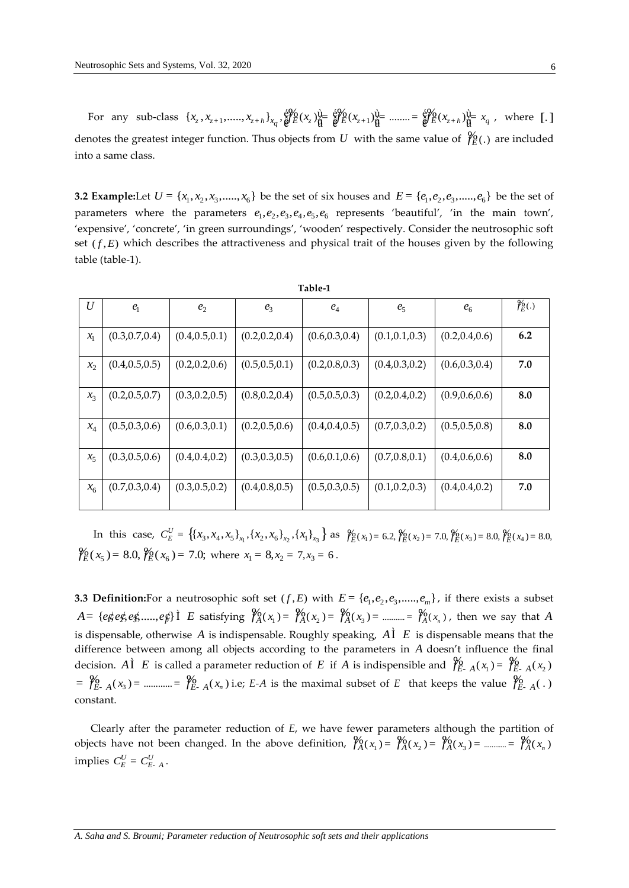For any sub-class $\{x_z, x_{z+1}, ....., x_{z+h}\}_{x_q}$, $\left[\tilde{f}_E(x_z)\right] = \left[\tilde{f}_E(x_{z+1})\right] = ........ = \left[\tilde{f}_E(x_{z+h})\right] = x_q$, where $[.]$ denotes the greatest integer function. Thus objects from $U$ with the same value of $\tilde{f}_E(.)$ are included into a same class.

**3.2 Example:** Let $U = \{x_1, x_2, x_3, ....., x_6\}$ be the set of six houses and $E = \{e_1, e_2, e_3, ....., e_6\}$ be the set of parameters where the parameters $e_1, e_2, e_3, e_4, e_5, e_6$ represents 'beautiful', 'in the main town', 'expensive', 'concrete', 'in green surroundings', 'wooden' respectively. Consider the neutrosophic soft set $(f, E)$ which describes the attractiveness and physical trait of the houses given by the following table (table-1).

**Table-1**

| $U$ | $e_1$ | $e_2$ | $e_3$ | $e_4$ | $e_5$ | $e_6$ | $\tilde{f}_E(.)$ |
|---|---|---|---|---|---|---|---|
| $x_1$ | (0.3,0.7,0.4) | (0.4,0.5,0.1) | (0.2,0.2,0.4) | (0.6,0.3,0.4) | (0.1,0.1,0.3) | (0.2,0.4,0.6) | **6.2** |
| $x_2$ | (0.4,0.5,0.5) | (0.2,0.2,0.6) | (0.5,0.5,0.1) | (0.2,0.8,0.3) | (0.4,0.3,0.2) | (0.6,0.3,0.4) | **7.0** |
| $x_3$ | (0.2,0.5,0.7) | (0.3,0.2,0.5) | (0.8,0.2,0.4) | (0.5,0.5,0.3) | (0.2,0.4,0.2) | (0.9,0.6,0.6) | **8.0** |
| $x_4$ | (0.5,0.3,0.6) | (0.6,0.3,0.1) | (0.2,0.5,0.6) | (0.4,0.4,0.5) | (0.7,0.3,0.2) | (0.5,0.5,0.8) | **8.0** |
| $x_5$ | (0.3,0.5,0.6) | (0.4,0.4,0.2) | (0.3,0.3,0.5) | (0.6,0.1,0.6) | (0.7,0.8,0.1) | (0.4,0.6,0.6) | **8.0** |
| $x_6$ | (0.7,0.3,0.4) | (0.3,0.5,0.2) | (0.4,0.8,0.5) | (0.5,0.3,0.5) | (0.1,0.2,0.3) | (0.4,0.4,0.2) | **7.0** |

In this case, $C_E^U = \left\{\{x_3, x_4, x_5\}_{x_1}, \{x_2, x_6\}_{x_2}, \{x_1\}_{x_3}\right\}$ as $\tilde{f}_E(x_1) = 6.2, \tilde{f}_E(x_2) = 7.0, \tilde{f}_E(x_3) = 8.0, \tilde{f}_E(x_4) = 8.0,$ $\tilde{f}_E(x_5) = 8.0, \tilde{f}_E(x_6) = 7.0;$ where $x_1 = 8, x_2 = 7, x_3 = 6$.

**3.3 Definition:** For a neutrosophic soft set $(f, E)$ with $E = \{e_1, e_2, e_3, ....., e_m\}$, if there exists a subset $A = \{e'_1, e'_2, e'_3, ....., e'_p\} \subset E$ satisfying $\tilde{f}_A(x_1) = \tilde{f}_A(x_2) = \tilde{f}_A(x_3) = ........... = \tilde{f}_A(x_n)$, then we say that $A$ is dispensable, otherwise $A$ is indispensable. Roughly speaking, $A \subset E$ is dispensable means that the difference between among all objects according to the parameters in $A$ doesn't influence the final decision. $A \subset E$ is called a parameter reduction of $E$ if $A$ is indispensible and $\tilde{f}_{E-A}(x_1) = \tilde{f}_{E-A}(x_2)$ $= \tilde{f}_{E-A}(x_3) = ............ = \tilde{f}_{E-A}(x_n)$ i.e; *E-A* is the maximal subset of *E* that keeps the value $\tilde{f}_{E-A}(.)$ constant.

Clearly after the parameter reduction of *E*, we have fewer parameters although the partition of objects have not been changed. In the above definition, $\tilde{f}_A(x_1) = \tilde{f}_A(x_2) = \tilde{f}_A(x_3) = ........... = \tilde{f}_A(x_n)$ implies $C_E^U = C_{E-A}^U$.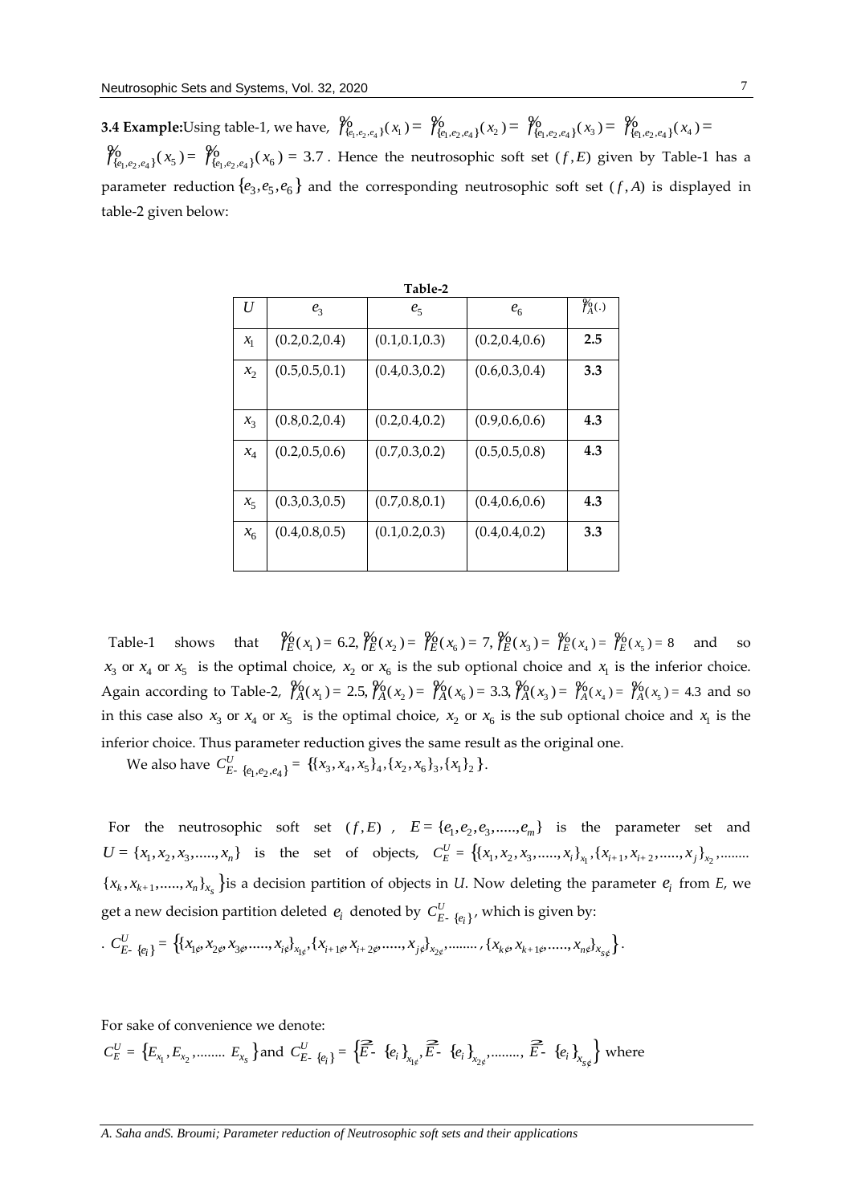**3.4 Example:** Using table-1, we have, $\tilde{f}_{\{e_1,e_2,e_4\}}(x_1) = \tilde{f}_{\{e_1,e_2,e_4\}}(x_2) = \tilde{f}_{\{e_1,e_2,e_4\}}(x_3) = \tilde{f}_{\{e_1,e_2,e_4\}}(x_4) = \tilde{f}_{\{e_1,e_2,e_4\}}(x_5) = \tilde{f}_{\{e_1,e_2,e_4\}}(x_6) = 3.7$. Hence the neutrosophic soft set $(f, E)$ given by Table-1 has a parameter reduction $\{e_3, e_5, e_6\}$ and the corresponding neutrosophic soft set $(f, A)$ is displayed in table-2 given below:

**Table-2**

| $U$ | $e_3$ | $e_5$ | $e_6$ | $\tilde{f}_A(.)$ |
|---|---|---|---|---|
| $x_1$ | (0.2,0.2,0.4) | (0.1,0.1,0.3) | (0.2,0.4,0.6) | **2.5** |
| $x_2$ | (0.5,0.5,0.1) | (0.4,0.3,0.2) | (0.6,0.3,0.4) | **3.3** |
| $x_3$ | (0.8,0.2,0.4) | (0.2,0.4,0.2) | (0.9,0.6,0.6) | **4.3** |
| $x_4$ | (0.2,0.5,0.6) | (0.7,0.3,0.2) | (0.5,0.5,0.8) | **4.3** |
| $x_5$ | (0.3,0.3,0.5) | (0.7,0.8,0.1) | (0.4,0.6,0.6) | **4.3** |
| $x_6$ | (0.4,0.8,0.5) | (0.1,0.2,0.3) | (0.4,0.4,0.2) | **3.3** |

Table-1 shows that $\tilde{f}_E(x_1) = 6.2, \tilde{f}_E(x_2) = \tilde{f}_E(x_6) = 7, \tilde{f}_E(x_3) = \tilde{f}_E(x_4) = \tilde{f}_E(x_5) = 8$ and so $x_3$ or $x_4$ or $x_5$ is the optimal choice, $x_2$ or $x_6$ is the sub optional choice and $x_1$ is the inferior choice. Again according to Table-2, $\tilde{f}_A(x_1) = 2.5, \tilde{f}_A(x_2) = \tilde{f}_A(x_6) = 3.3, \tilde{f}_A(x_3) = \tilde{f}_A(x_4) = \tilde{f}_A(x_5) = 4.3$ and so in this case also $x_3$ or $x_4$ or $x_5$ is the optimal choice, $x_2$ or $x_6$ is the sub optional choice and $x_1$ is the inferior choice. Thus parameter reduction gives the same result as the original one.

We also have $C^U_{E-\{e_1,e_2,e_4\}} = \{\{x_3, x_4, x_5\}_4, \{x_2, x_6\}_3, \{x_1\}_2\}$.

For the neutrosophic soft set $(f, E)$, $E = \{e_1, e_2, e_3, ....., e_m\}$ is the parameter set and $U = \{x_1, x_2, x_3, ....., x_n\}$ is the set of objects, $C^U_E = \{\{x_1, x_2, x_3, ....., x_i\}_{x_1}, \{x_{i+1}, x_{i+2}, ....., x_j\}_{x_2}, ........ \{x_k, x_{k+1}, ....., x_n\}_{x_s}\}$ is a decision partition of objects in *U*. Now deleting the parameter $e_i$ from *E*, we get a new decision partition deleted $e_i$ denoted by $C^U_{E-\{e_i\}}$, which is given by:

$$C^U_{E-\{e_i\}} = \{\{x_{1'}, x_{2'}, x_{3'}, ....., x_{i'}\}_{x_{1'}}, \{x_{i+1'}, x_{i+2'}, ....., x_{j'}\}_{x_{2'}}, ........, \{x_{k'}, x_{k+1'}, ....., x_{n'}\}_{x_{s'}}\}.$$

For sake of convenience we denote:

$C^U_E = \{E_{x_1}, E_{x_2}, ........ E_{x_s}\}$ and $C^U_{E-\{e_i\}} = \{\overline{E-\{e_i\}}_{x_{1'}}, \overline{E-\{e_i\}}_{x_{2'}}, ........, \overline{E-\{e_i\}}_{x_{s'}}\}$ where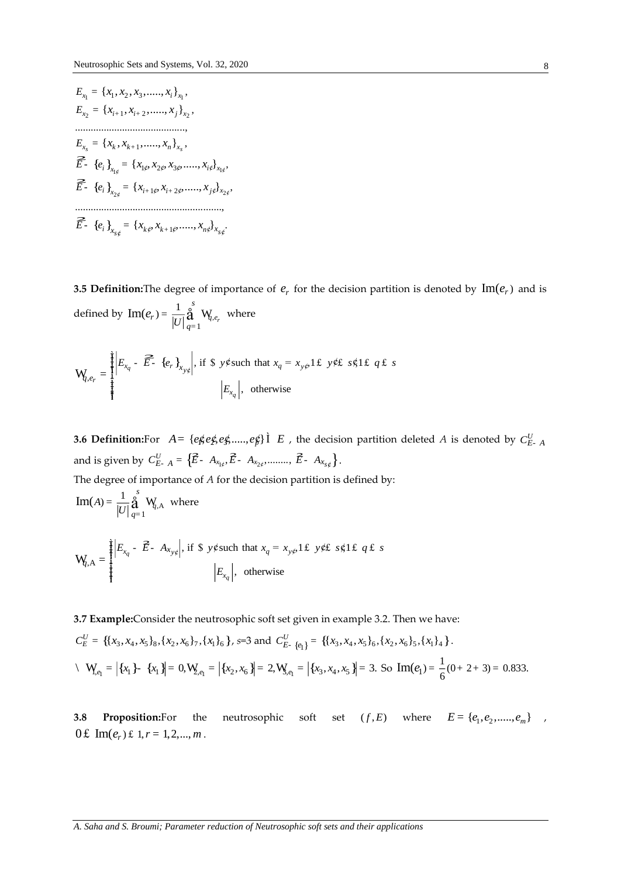$E_{x_1} = \{x_1, x_2, x_3, ....., x_i\}_{x_1}$,
$E_{x_2} = \{x_{i+1}, x_{i+2}, ....., x_j\}_{x_2}$,
..........................................,
$E_{x_s} = \{x_k, x_{k+1}, ....., x_n\}_{x_s}$,
$\vec{\tilde{E}} - \{e_i\}_{x_{1'}} = \{x_{1'}, x_{2'}, x_{3'}, ....., x_{i'}\}_{x_{1'}}$,
$\vec{\tilde{E}} - \{e_i\}_{x_{2'}} = \{x_{i+1'}, x_{i+2'}, ....., x_{j'}\}_{x_{2'}}$,
........................................................,
$\vec{\tilde{E}} - \{e_i\}_{x_{s'}} = \{x_{k'}, x_{k+1'}, ....., x_{n'}\}_{x_{s'}}$.

**3.5 Definition:** The degree of importance of $e_r$ for the decision partition is denoted by $\text{Im}(e_r)$ and is defined by $\text{Im}(e_r) = \frac{1}{|U|}\sum_{q=1}^{s} \Psi_{q,e_r}$ where

$$\Psi_{q,e_r} = \begin{cases} \left|E_{x_q} - \vec{\tilde{E}} - \{e_r\}_{x_{y'}}\right|, & \text{if } \exists\, y' \text{ such that } x_q = x_{y'}, 1 \le y' \le s', 1 \le q \le s \\ \left|E_{x_q}\right|, & \text{otherwise} \end{cases}$$

**3.6 Definition:** For $A = \{e_{1'}, e_{2'}, e_{3'}, ....., e_{p'}\} \subset E$, the decision partition deleted $A$ is denoted by $C^U_{E-A}$ and is given by $C^U_{E-A} = \left\{\vec{E} - A_{x_{1'}}, \vec{E} - A_{x_{2'}}, ........, \vec{E} - A_{x_{s'}}\right\}$.

The degree of importance of $A$ for the decision partition is defined by:

$\text{Im}(A) = \frac{1}{|U|}\sum_{q=1}^{s} \Psi_{q,A}$ where

$$\Psi_{q,A} = \begin{cases} \left|E_{x_q} - \vec{E} - A_{x_{y'}}\right|, & \text{if } \exists\, y' \text{ such that } x_q = x_{y'}, 1 \le y' \le s', 1 \le q \le s \\ \left|E_{x_q}\right|, & \text{otherwise} \end{cases}$$

**3.7 Example:** Consider the neutrosophic soft set given in example 3.2. Then we have:

$C^U_E = \{\{x_3, x_4, x_5\}_8, \{x_2, x_6\}_7, \{x_1\}_6\}$, $s$=3 and $C^U_{E-\{e_1\}} = \{\{x_3, x_4, x_5\}_6, \{x_2, x_6\}_5, \{x_1\}_4\}$.

$\therefore\ \Psi_{1,e_1} = \left|\{x_1\} - \{x_1\}\right| = 0, \Psi_{2,e_1} = \left|\{x_2, x_6\}\right| = 2, \Psi_{3,e_1} = \left|\{x_3, x_4, x_5\}\right| = 3.$ So $\text{Im}(e_1) = \frac{1}{6}(0 + 2 + 3) = 0.833.$

**3.8 Proposition:** For the neutrosophic soft set $(f, E)$ where $E = \{e_1, e_2, ....., e_m\}$, $0 \le \text{Im}(e_r) \le 1, r = 1, 2, ..., m$.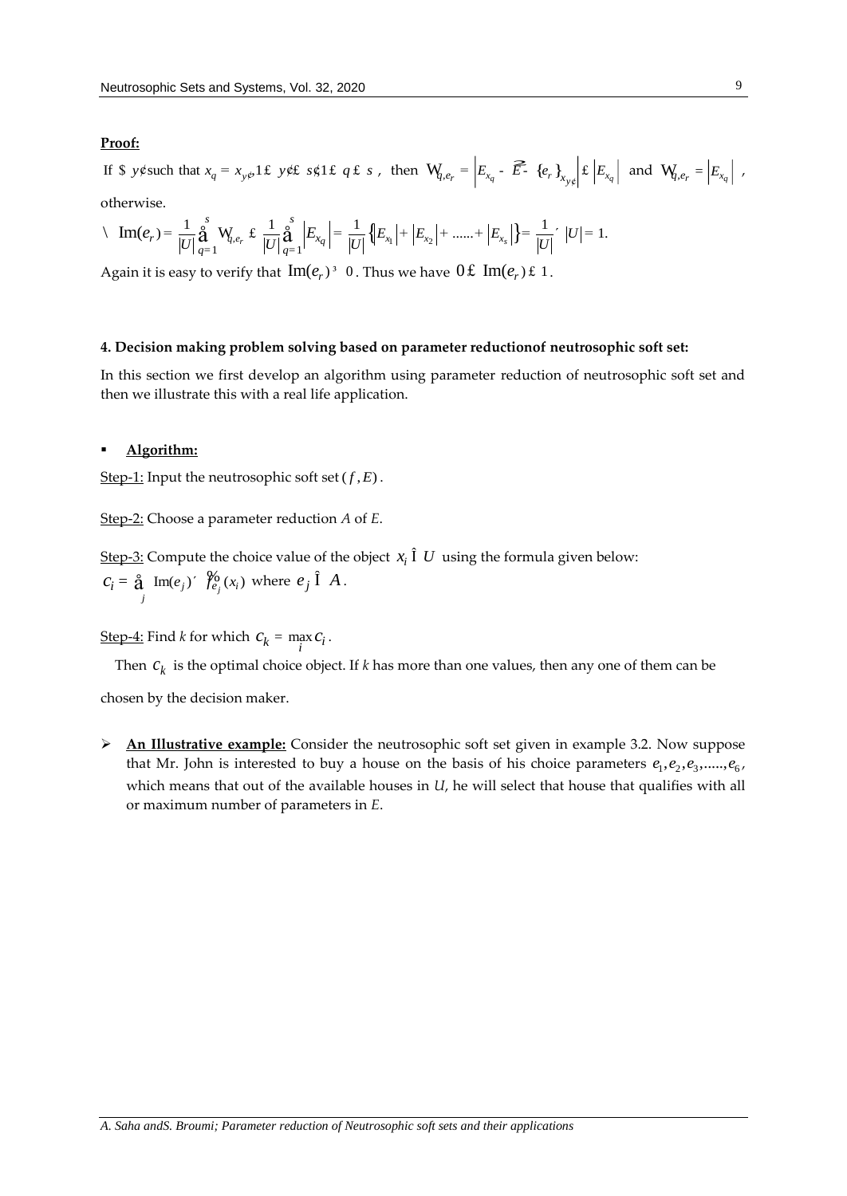**Proof:**

If $\exists\, y'$ such that $x_q = x_{y'}, 1 \le y' \le s', 1 \le q \le s$, then $\Omega_{q,e_r} = \left|E_{x_q} - \widetilde{E - \{e_r\}}_{x_{y'}}\right| \le \left|E_{x_q}\right|$ and $\Omega_{q,e_r} = \left|E_{x_q}\right|$, otherwise.

$$\therefore \ \operatorname{Im}(e_r) = \frac{1}{|U|}\sum_{q=1}^{s}\Omega_{q,e_r} \le \frac{1}{|U|}\sum_{q=1}^{s}\left|E_{x_q}\right| = \frac{1}{|U|}\left\{\left|E_{x_1}\right| + \left|E_{x_2}\right| + \ldots\ldots + \left|E_{x_s}\right|\right\} = \frac{1}{|U|} \times |U| = 1.$$

Again it is easy to verify that $\operatorname{Im}(e_r) \ge 0$. Thus we have $0 \le \operatorname{Im}(e_r) \le 1$.

## 4. Decision making problem solving based on parameter reductionof neutrosophic soft set:

In this section we first develop an algorithm using parameter reduction of neutrosophic soft set and then we illustrate this with a real life application.

- **Algorithm:**

Step-1: Input the neutrosophic soft set $(f, E)$.

Step-2: Choose a parameter reduction $A$ of $E$.

Step-3: Compute the choice value of the object $x_i \in U$ using the formula given below:

$$c_i = \sum_j \operatorname{Im}(e_j) \times \tilde{f}_{e_j}(x_i) \text{ where } e_j \in A.$$

Step-4: Find $k$ for which $c_k = \max_i c_i$.

Then $c_k$ is the optimal choice object. If $k$ has more than one values, then any one of them can be chosen by the decision maker.

- **An Illustrative example:** Consider the neutrosophic soft set given in example 3.2. Now suppose that Mr. John is interested to buy a house on the basis of his choice parameters $e_1, e_2, e_3, \ldots\ldots, e_6$, which means that out of the available houses in $U$, he will select that house that qualifies with all or maximum number of parameters in $E$.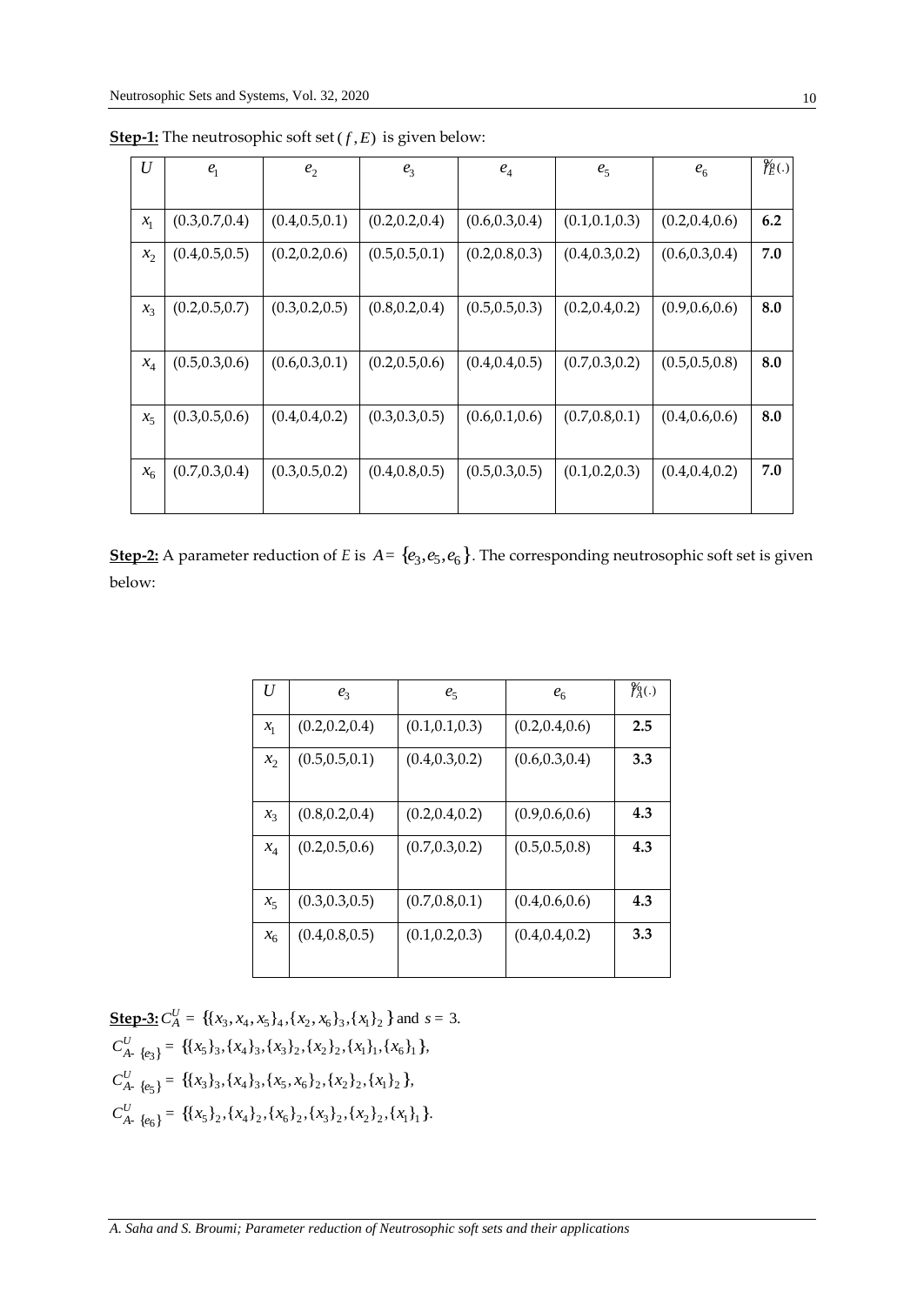**Step-1:** The neutrosophic soft set $(f, E)$ is given below:

| $U$ | $e_1$ | $e_2$ | $e_3$ | $e_4$ | $e_5$ | $e_6$ | $\tilde{f}_E(.)$ |
|---|---|---|---|---|---|---|---|
| $x_1$ | (0.3,0.7,0.4) | (0.4,0.5,0.1) | (0.2,0.2,0.4) | (0.6,0.3,0.4) | (0.1,0.1,0.3) | (0.2,0.4,0.6) | **6.2** |
| $x_2$ | (0.4,0.5,0.5) | (0.2,0.2,0.6) | (0.5,0.5,0.1) | (0.2,0.8,0.3) | (0.4,0.3,0.2) | (0.6,0.3,0.4) | **7.0** |
| $x_3$ | (0.2,0.5,0.7) | (0.3,0.2,0.5) | (0.8,0.2,0.4) | (0.5,0.5,0.3) | (0.2,0.4,0.2) | (0.9,0.6,0.6) | **8.0** |
| $x_4$ | (0.5,0.3,0.6) | (0.6,0.3,0.1) | (0.2,0.5,0.6) | (0.4,0.4,0.5) | (0.7,0.3,0.2) | (0.5,0.5,0.8) | **8.0** |
| $x_5$ | (0.3,0.5,0.6) | (0.4,0.4,0.2) | (0.3,0.3,0.5) | (0.6,0.1,0.6) | (0.7,0.8,0.1) | (0.4,0.6,0.6) | **8.0** |
| $x_6$ | (0.7,0.3,0.4) | (0.3,0.5,0.2) | (0.4,0.8,0.5) | (0.5,0.3,0.5) | (0.1,0.2,0.3) | (0.4,0.4,0.2) | **7.0** |

**Step-2:** A parameter reduction of $E$ is $A = \{e_3, e_5, e_6\}$. The corresponding neutrosophic soft set is given below:

| $U$ | $e_3$ | $e_5$ | $e_6$ | $\tilde{f}_A(.)$ |
|---|---|---|---|---|
| $x_1$ | (0.2,0.2,0.4) | (0.1,0.1,0.3) | (0.2,0.4,0.6) | **2.5** |
| $x_2$ | (0.5,0.5,0.1) | (0.4,0.3,0.2) | (0.6,0.3,0.4) | **3.3** |
| $x_3$ | (0.8,0.2,0.4) | (0.2,0.4,0.2) | (0.9,0.6,0.6) | **4.3** |
| $x_4$ | (0.2,0.5,0.6) | (0.7,0.3,0.2) | (0.5,0.5,0.8) | **4.3** |
| $x_5$ | (0.3,0.3,0.5) | (0.7,0.8,0.1) | (0.4,0.6,0.6) | **4.3** |
| $x_6$ | (0.4,0.8,0.5) | (0.1,0.2,0.3) | (0.4,0.4,0.2) | **3.3** |

**Step-3:** $C_A^U = \{\{x_3, x_4, x_5\}_4, \{x_2, x_6\}_3, \{x_1\}_2\}$ and $s = 3$.

$C_{A-\{e_3\}}^U = \{\{x_5\}_3, \{x_4\}_3, \{x_3\}_2, \{x_2\}_2, \{x_1\}_1, \{x_6\}_1\}$,

$C_{A-\{e_5\}}^U = \{\{x_3\}_3, \{x_4\}_3, \{x_5, x_6\}_2, \{x_2\}_2, \{x_1\}_2\}$,

$C_{A-\{e_6\}}^U = \{\{x_5\}_2, \{x_4\}_2, \{x_6\}_2, \{x_3\}_2, \{x_2\}_2, \{x_1\}_1\}$.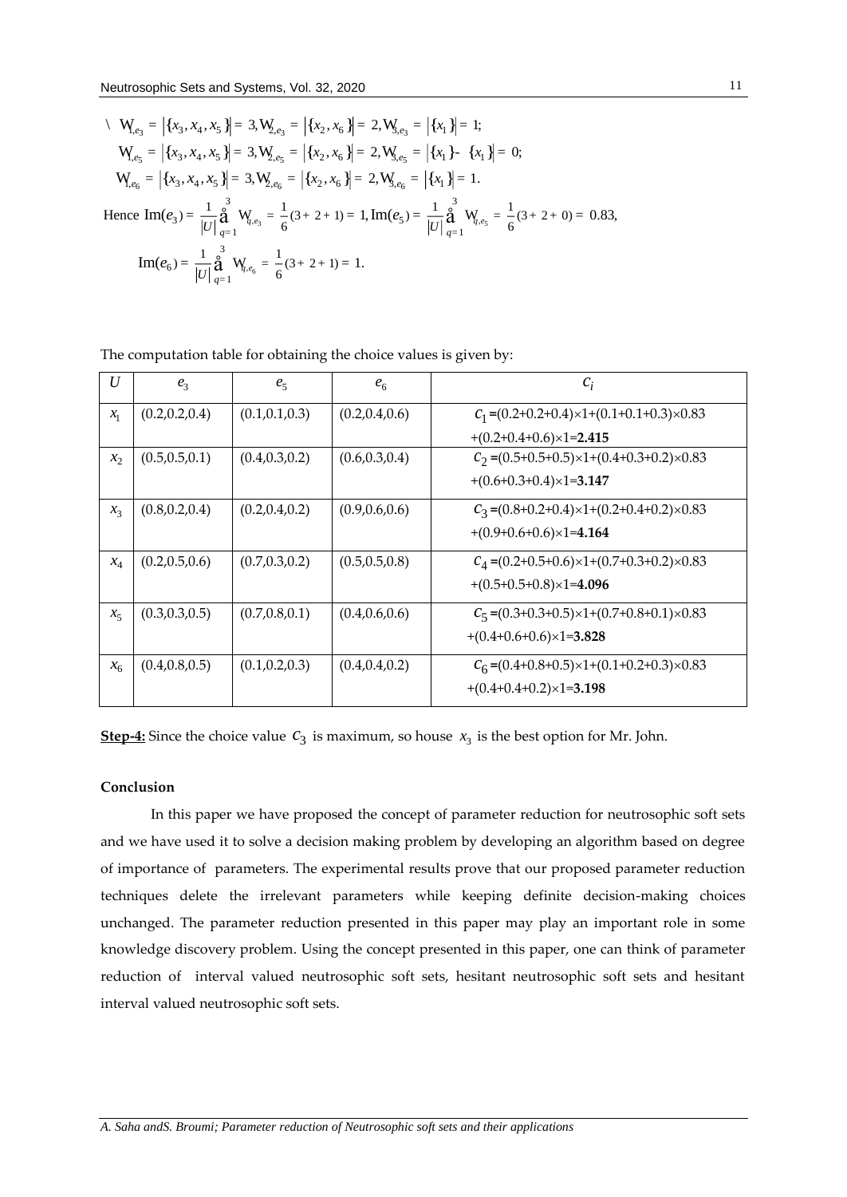$$\therefore\ W_{1,e_3} = \left|\{x_3, x_4, x_5\}\right| = 3, W_{2,e_3} = \left|\{x_2, x_6\}\right| = 2, W_{3,e_3} = \left|\{x_1\}\right| = 1;$$

$$W_{1,e_5} = \left|\{x_3, x_4, x_5\}\right| = 3, W_{2,e_5} = \left|\{x_2, x_6\}\right| = 2, W_{3,e_5} = \left|\{x_1\} - \{x_1\}\right| = 0;$$

$$W_{1,e_6} = \left|\{x_3, x_4, x_5\}\right| = 3, W_{2,e_6} = \left|\{x_2, x_6\}\right| = 2, W_{3,e_6} = \left|\{x_1\}\right| = 1.$$

Hence $\text{Im}(e_3) = \frac{1}{|U|}\sum_{q=1}^{3} W_{q,e_3} = \frac{1}{6}(3+2+1) = 1, \text{Im}(e_5) = \frac{1}{|U|}\sum_{q=1}^{3} W_{q,e_5} = \frac{1}{6}(3+2+0) = 0.83,$

$$\text{Im}(e_6) = \frac{1}{|U|}\sum_{q=1}^{3} W_{q,e_6} = \frac{1}{6}(3+2+1) = 1.$$

The computation table for obtaining the choice values is given by:

| $U$ | $e_3$ | $e_5$ | $e_6$ | $c_i$ |
|---|---|---|---|---|
| $x_1$ | (0.2,0.2,0.4) | (0.1,0.1,0.3) | (0.2,0.4,0.6) | $c_1$=(0.2+0.2+0.4)×1+(0.1+0.1+0.3)×0.83 +(0.2+0.4+0.6)×1=**2.415** |
| $x_2$ | (0.5,0.5,0.1) | (0.4,0.3,0.2) | (0.6,0.3,0.4) | $c_2$=(0.5+0.5+0.5)×1+(0.4+0.3+0.2)×0.83 +(0.6+0.3+0.4)×1=**3.147** |
| $x_3$ | (0.8,0.2,0.4) | (0.2,0.4,0.2) | (0.9,0.6,0.6) | $c_3$=(0.8+0.2+0.4)×1+(0.2+0.4+0.2)×0.83 +(0.9+0.6+0.6)×1=**4.164** |
| $x_4$ | (0.2,0.5,0.6) | (0.7,0.3,0.2) | (0.5,0.5,0.8) | $c_4$=(0.2+0.5+0.6)×1+(0.7+0.3+0.2)×0.83 +(0.5+0.5+0.8)×1=**4.096** |
| $x_5$ | (0.3,0.3,0.5) | (0.7,0.8,0.1) | (0.4,0.6,0.6) | $c_5$=(0.3+0.3+0.5)×1+(0.7+0.8+0.1)×0.83 +(0.4+0.6+0.6)×1=**3.828** |
| $x_6$ | (0.4,0.8,0.5) | (0.1,0.2,0.3) | (0.4,0.4,0.2) | $c_6$=(0.4+0.8+0.5)×1+(0.1+0.2+0.3)×0.83 +(0.4+0.4+0.2)×1=**3.198** |

**Step-4:** Since the choice value $c_3$ is maximum, so house $x_3$ is the best option for Mr. John.

**Conclusion**

In this paper we have proposed the concept of parameter reduction for neutrosophic soft sets and we have used it to solve a decision making problem by developing an algorithm based on degree of importance of parameters. The experimental results prove that our proposed parameter reduction techniques delete the irrelevant parameters while keeping definite decision-making choices unchanged. The parameter reduction presented in this paper may play an important role in some knowledge discovery problem. Using the concept presented in this paper, one can think of parameter reduction of interval valued neutrosophic soft sets, hesitant neutrosophic soft sets and hesitant interval valued neutrosophic soft sets.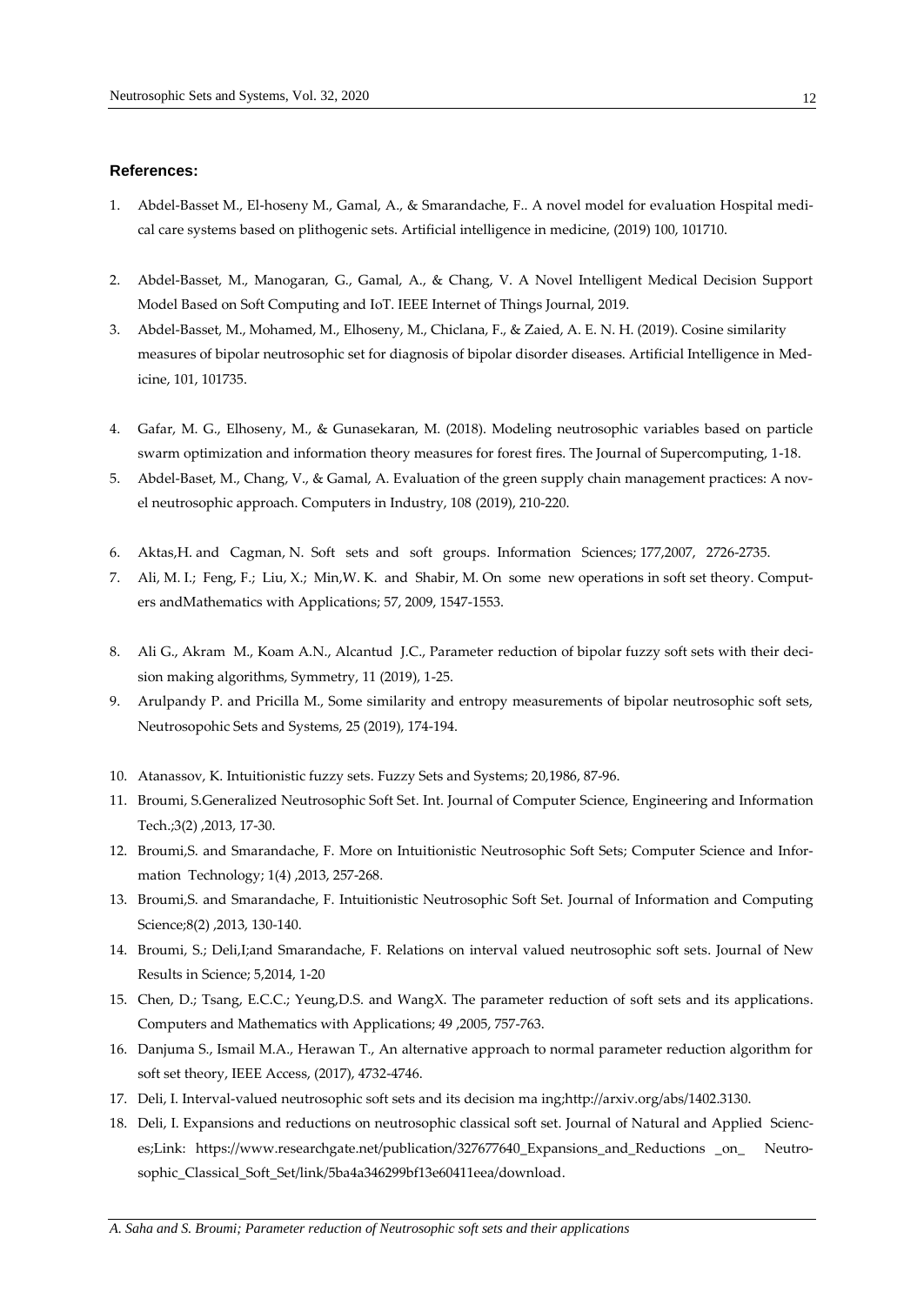### References:

1. Abdel-Basset M., El-hoseny M., Gamal, A., & Smarandache, F.. A novel model for evaluation Hospital medical care systems based on plithogenic sets. Artificial intelligence in medicine, (2019) 100, 101710.

2. Abdel-Basset, M., Manogaran, G., Gamal, A., & Chang, V. A Novel Intelligent Medical Decision Support Model Based on Soft Computing and IoT. IEEE Internet of Things Journal, 2019.

3. Abdel-Basset, M., Mohamed, M., Elhoseny, M., Chiclana, F., & Zaied, A. E. N. H. (2019). Cosine similarity measures of bipolar neutrosophic set for diagnosis of bipolar disorder diseases. Artificial Intelligence in Medicine, 101, 101735.

4. Gafar, M. G., Elhoseny, M., & Gunasekaran, M. (2018). Modeling neutrosophic variables based on particle swarm optimization and information theory measures for forest fires. The Journal of Supercomputing, 1-18.

5. Abdel-Baset, M., Chang, V., & Gamal, A. Evaluation of the green supply chain management practices: A novel neutrosophic approach. Computers in Industry, 108 (2019), 210-220.

6. Aktas,H. and Cagman, N. Soft sets and soft groups. Information Sciences; 177,2007, 2726-2735.

7. Ali, M. I.; Feng, F.; Liu, X.; Min,W. K. and Shabir, M. On some new operations in soft set theory. Computers andMathematics with Applications; 57, 2009, 1547-1553.

8. Ali G., Akram M., Koam A.N., Alcantud J.C., Parameter reduction of bipolar fuzzy soft sets with their decision making algorithms, Symmetry, 11 (2019), 1-25.

9. Arulpandy P. and Pricilla M., Some similarity and entropy measurements of bipolar neutrosophic soft sets, Neutrosopohic Sets and Systems, 25 (2019), 174-194.

10. Atanassov, K. Intuitionistic fuzzy sets. Fuzzy Sets and Systems; 20,1986, 87-96.

11. Broumi, S.Generalized Neutrosophic Soft Set. Int. Journal of Computer Science, Engineering and Information Tech.;3(2) ,2013, 17-30.

12. Broumi,S. and Smarandache, F. More on Intuitionistic Neutrosophic Soft Sets; Computer Science and Information Technology; 1(4) ,2013, 257-268.

13. Broumi,S. and Smarandache, F. Intuitionistic Neutrosophic Soft Set. Journal of Information and Computing Science;8(2) ,2013, 130-140.

14. Broumi, S.; Deli,I;and Smarandache, F. Relations on interval valued neutrosophic soft sets. Journal of New Results in Science; 5,2014, 1-20

15. Chen, D.; Tsang, E.C.C.; Yeung,D.S. and WangX. The parameter reduction of soft sets and its applications. Computers and Mathematics with Applications; 49 ,2005, 757-763.

16. Danjuma S., Ismail M.A., Herawan T., An alternative approach to normal parameter reduction algorithm for soft set theory, IEEE Access, (2017), 4732-4746.

17. Deli, I. Interval-valued neutrosophic soft sets and its decision ma ing;http://arxiv.org/abs/1402.3130.

18. Deli, I. Expansions and reductions on neutrosophic classical soft set. Journal of Natural and Applied Sciences;Link: https://www.researchgate.net/publication/327677640_Expansions_and_Reductions _on_ Neutrosophic_Classical_Soft_Set/link/5ba4a346299bf13e60411eea/download.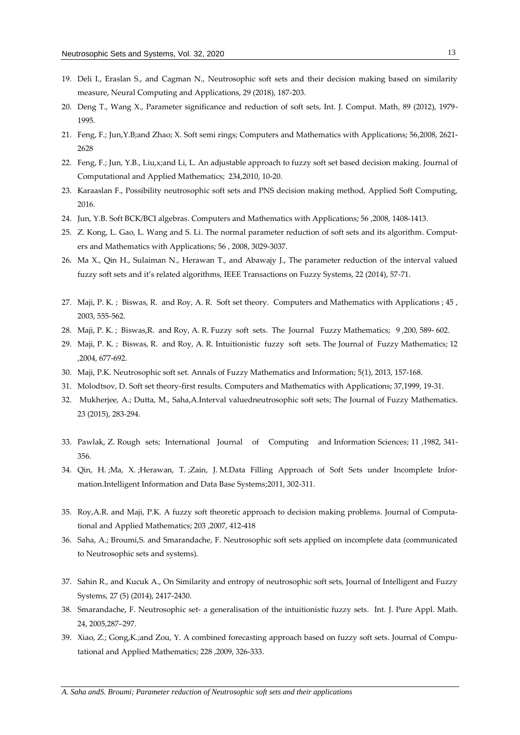19. Deli I., Eraslan S., and Cagman N., Neutrosophic soft sets and their decision making based on similarity measure, Neural Computing and Applications, 29 (2018), 187-203.
20. Deng T., Wang X., Parameter significance and reduction of soft sets, Int. J. Comput. Math, 89 (2012), 1979-1995.
21. Feng, F.; Jun,Y.B;and Zhao; X. Soft semi rings; Computers and Mathematics with Applications; 56,2008, 2621-2628
22. Feng, F.; Jun, Y.B., Liu,x;and Li, L. An adjustable approach to fuzzy soft set based decision making. Journal of Computational and Applied Mathematics; 234,2010, 10-20.
23. Karaaslan F., Possibility neutrosophic soft sets and PNS decision making method, Applied Soft Computing, 2016.
24. Jun, Y.B. Soft BCK/BCI algebras. Computers and Mathematics with Applications; 56 ,2008, 1408-1413.
25. Z. Kong, L. Gao, L. Wang and S. Li. The normal parameter reduction of soft sets and its algorithm. Computers and Mathematics with Applications; 56 , 2008, 3029-3037.
26. Ma X., Qin H., Sulaiman N., Herawan T., and Abawajy J., The parameter reduction of the interval valued fuzzy soft sets and it's related algorithms, IEEE Transactions on Fuzzy Systems, 22 (2014), 57-71.
27. Maji, P. K. ; Biswas, R. and Roy, A. R. Soft set theory. Computers and Mathematics with Applications ; 45 , 2003, 555-562.
28. Maji, P. K. ; Biswas,R. and Roy, A. R. Fuzzy soft sets. The Journal Fuzzy Mathematics; 9 ,200, 589- 602.
29. Maji, P. K. ; Biswas, R. and Roy, A. R. Intuitionistic fuzzy soft sets. The Journal of Fuzzy Mathematics; 12 ,2004, 677-692.
30. Maji, P.K. Neutrosophic soft set. Annals of Fuzzy Mathematics and Information; 5(1), 2013, 157-168.
31. Molodtsov, D. Soft set theory-first results. Computers and Mathematics with Applications; 37,1999, 19-31.
32. Mukherjee, A.; Dutta, M., Saha,A.Interval valuedneutrosophic soft sets; The Journal of Fuzzy Mathematics. 23 (2015), 283-294.
33. Pawlak, Z. Rough sets; International Journal of Computing and Information Sciences; 11 ,1982, 341-356.
34. Qin, H. ;Ma, X. ;Herawan, T. ;Zain, J. M.Data Filling Approach of Soft Sets under Incomplete Information.Intelligent Information and Data Base Systems;2011, 302-311.
35. Roy,A.R. and Maji, P.K. A fuzzy soft theoretic approach to decision making problems. Journal of Computational and Applied Mathematics; 203 ,2007, 412-418
36. Saha, A.; Broumi,S. and Smarandache, F. Neutrosophic soft sets applied on incomplete data (communicated to Neutrosophic sets and systems).
37. Sahin R., and Kucuk A., On Similarity and entropy of neutrosophic soft sets, Journal of Intelligent and Fuzzy Systems, 27 (5) (2014), 2417-2430.
38. Smarandache, F. Neutrosophic set- a generalisation of the intuitionistic fuzzy sets. Int. J. Pure Appl. Math. 24, 2005,287–297.
39. Xiao, Z.; Gong,K.;and Zou, Y. A combined forecasting approach based on fuzzy soft sets. Journal of Computational and Applied Mathematics; 228 ,2009, 326-333.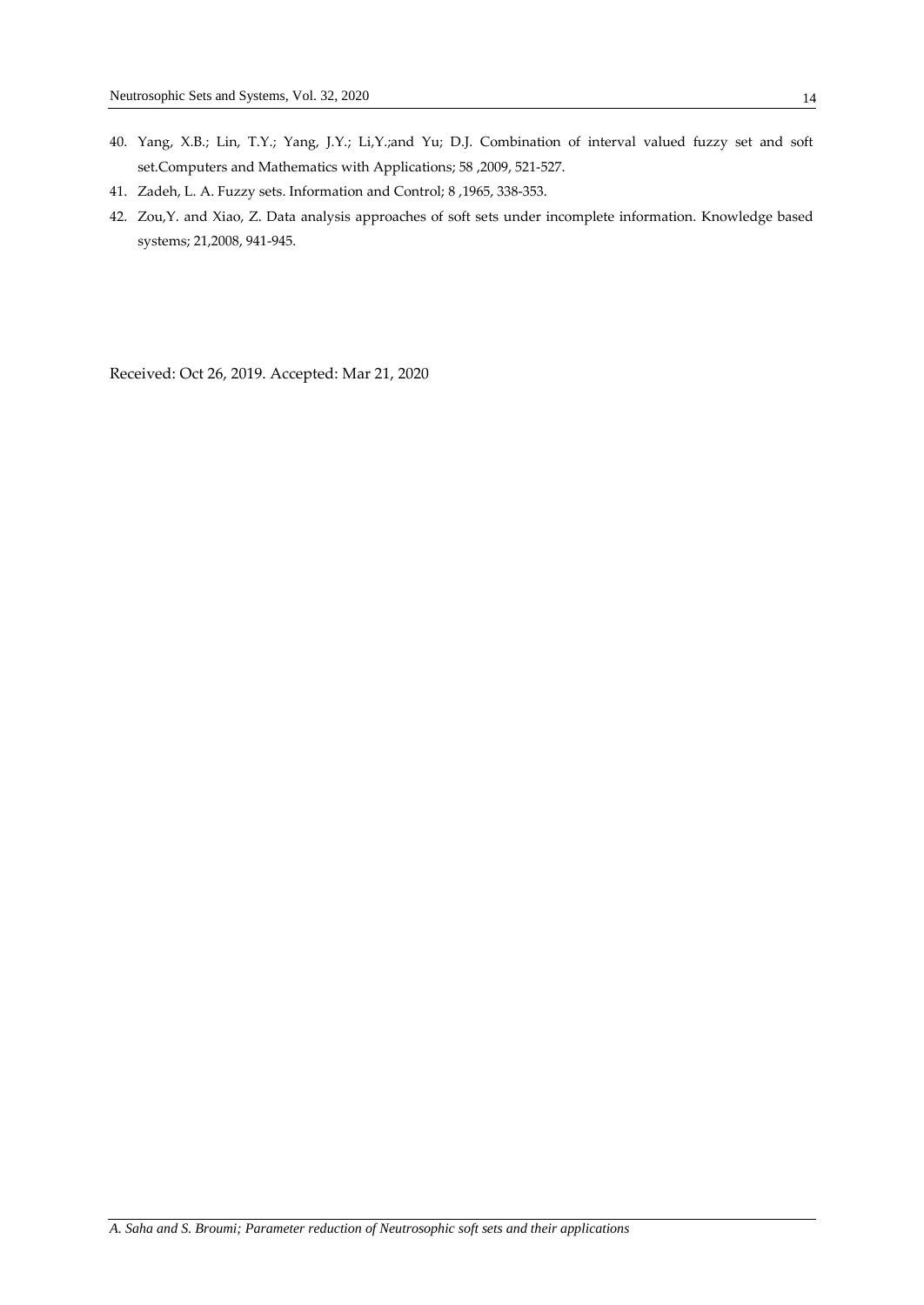40. Yang, X.B.; Lin, T.Y.; Yang, J.Y.; Li,Y.;and Yu; D.J. Combination of interval valued fuzzy set and soft set.Computers and Mathematics with Applications; 58 ,2009, 521-527.
41. Zadeh, L. A. Fuzzy sets. Information and Control; 8 ,1965, 338-353.
42. Zou,Y. and Xiao, Z. Data analysis approaches of soft sets under incomplete information. Knowledge based systems; 21,2008, 941-945.

Received: Oct 26, 2019. Accepted: Mar 21, 2020